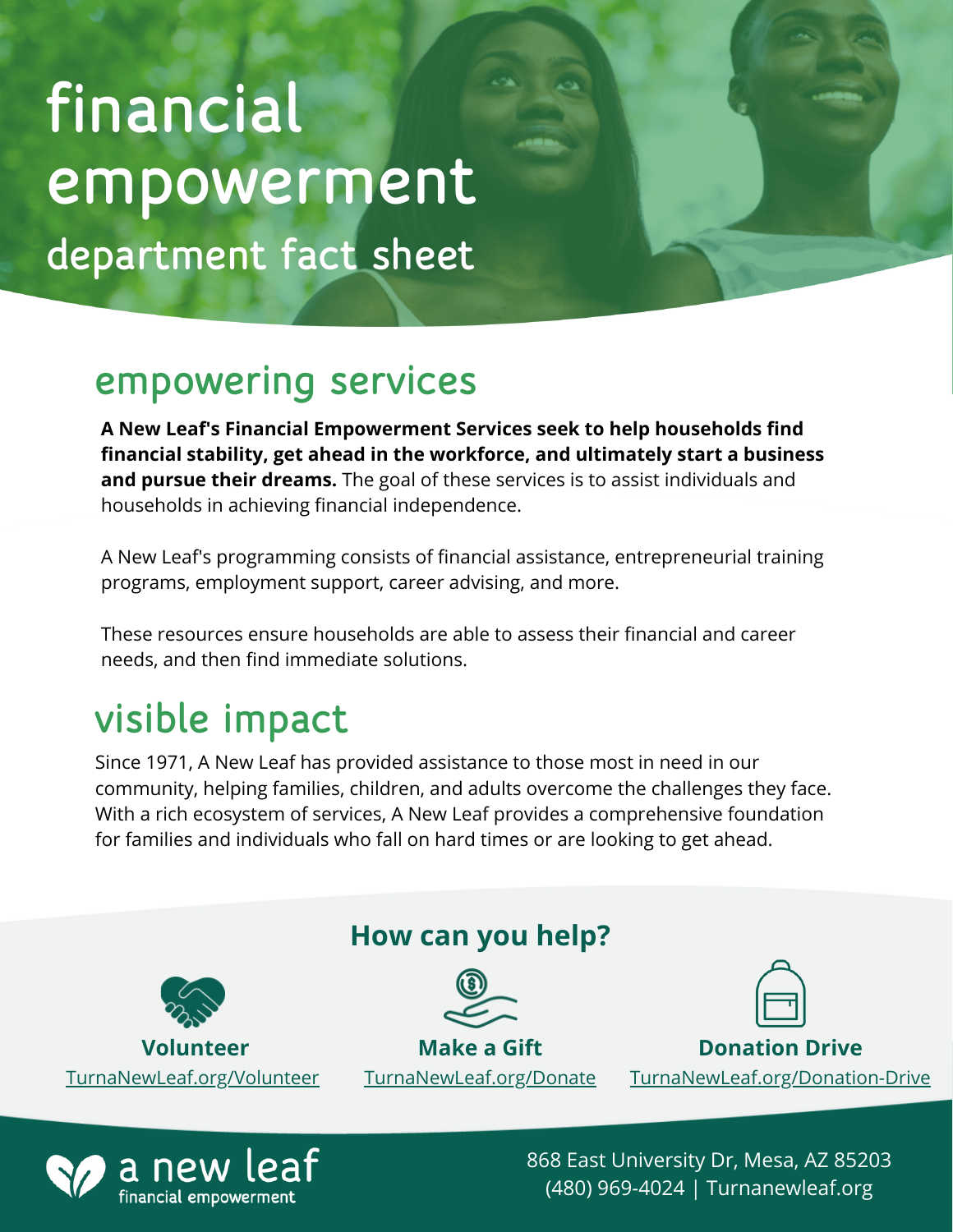# financial empowerment

## department fact sheet

## empowering services

**A New Leaf's Financial Empowerment Services seek to help households find financial stability, get ahead in the workforce, and ultimately start a business and pursue their dreams.** The goal of these services is to assist individuals and households in achieving financial independence.

A New Leaf's programming consists of financial assistance, entrepreneurial training programs, employment support, career advising, and more.

These resources ensure households are able to assess their financial and career needs, and then find immediate solutions.

## visible impact

Since 1971, A New Leaf has provided assistance to those most in need in our community, helping families, children, and adults overcome the challenges they face. With a rich ecosystem of services, A New Leaf provides a comprehensive foundation for families and individuals who fall on hard times or are looking to get ahead.

### How can you help?

**Volunteer**
TurnaNewLeaf.org/Volunteer

**Make a Gift**
TurnaNewLeaf.org/Donate

**Donation Drive**
TurnaNewLeaf.org/Donation-Drive

a new leaf
financial empowerment

868 East University Dr, Mesa, AZ 85203
(480) 969-4024 | Turnanewleaf.org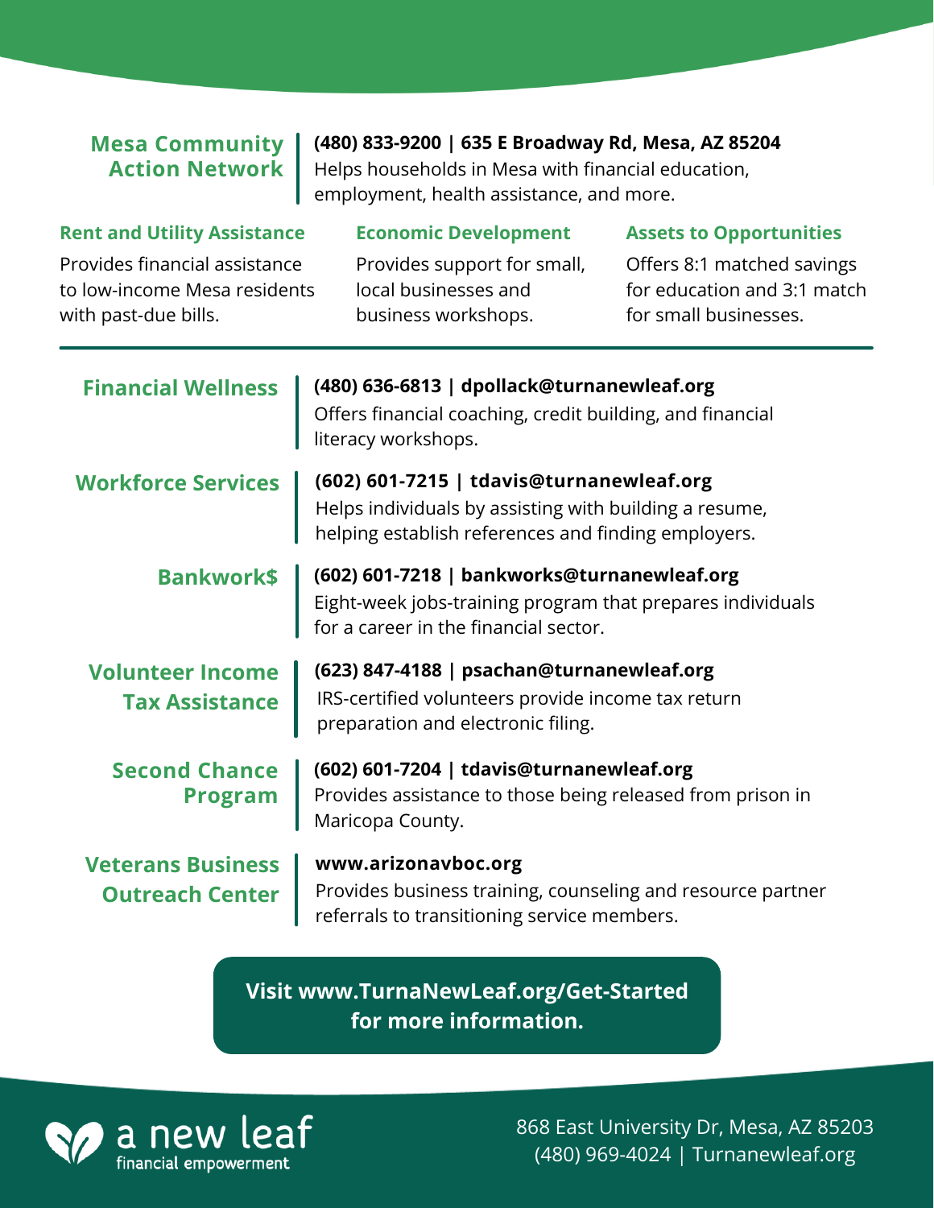## Mesa Community Action Network

**(480) 833-9200 | 635 E Broadway Rd, Mesa, AZ 85204**
Helps households in Mesa with financial education, employment, health assistance, and more.

### Rent and Utility Assistance

Provides financial assistance to low-income Mesa residents with past-due bills.

### Economic Development

Provides support for small, local businesses and business workshops.

### Assets to Opportunities

Offers 8:1 matched savings for education and 3:1 match for small businesses.

---

## Financial Wellness

**(480) 636-6813 | dpollack@turnanewleaf.org**
Offers financial coaching, credit building, and financial literacy workshops.

## Workforce Services

**(602) 601-7215 | tdavis@turnanewleaf.org**
Helps individuals by assisting with building a resume, helping establish references and finding employers.

## Bankwork$

**(602) 601-7218 | bankworks@turnanewleaf.org**
Eight-week jobs-training program that prepares individuals for a career in the financial sector.

## Volunteer Income Tax Assistance

**(623) 847-4188 | psachan@turnanewleaf.org**
IRS-certified volunteers provide income tax return preparation and electronic filing.

## Second Chance Program

**(602) 601-7204 | tdavis@turnanewleaf.org**
Provides assistance to those being released from prison in Maricopa County.

## Veterans Business Outreach Center

**www.arizonavboc.org**
Provides business training, counseling and resource partner referrals to transitioning service members.

**Visit www.TurnaNewLeaf.org/Get-Started for more information.**

a new leaf
financial empowerment

868 East University Dr, Mesa, AZ 85203
(480) 969-4024 | Turnanewleaf.org